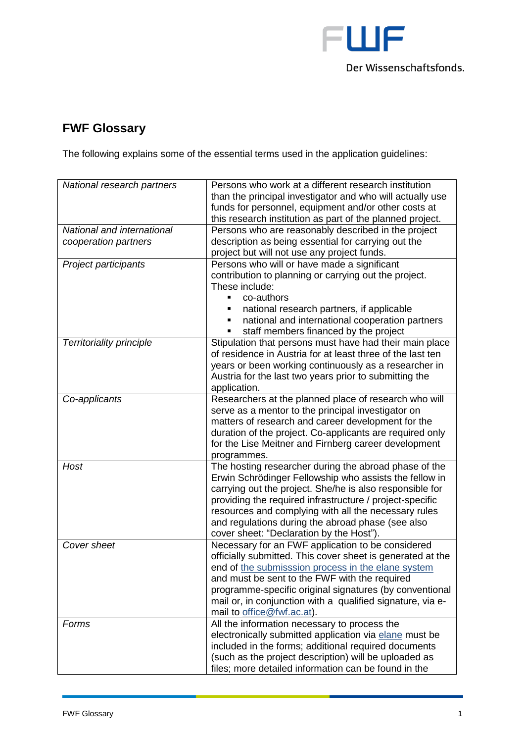## FWF Glossary

The following explains some of the essential terms used in the application guidelines:

| | |
|---|---|
| *National research partners* | Persons who work at a different research institution than the principal investigator and who will actually use funds for personnel, equipment and/or other costs at this research institution as part of the planned project. |
| *National and international cooperation partners* | Persons who are reasonably described in the project description as being essential for carrying out the project but will not use any project funds. |
| *Project participants* | Persons who will or have made a significant contribution to planning or carrying out the project. These include: <br>▪ co-authors <br>▪ national research partners, if applicable <br>▪ national and international cooperation partners <br>▪ staff members financed by the project |
| *Territoriality principle* | Stipulation that persons must have had their main place of residence in Austria for at least three of the last ten years or been working continuously as a researcher in Austria for the last two years prior to submitting the application. |
| *Co-applicants* | Researchers at the planned place of research who will serve as a mentor to the principal investigator on matters of research and career development for the duration of the project. Co-applicants are required only for the Lise Meitner and Firnberg career development programmes. |
| *Host* | The hosting researcher during the abroad phase of the Erwin Schrödinger Fellowship who assists the fellow in carrying out the project. She/he is also responsible for providing the required infrastructure / project-specific resources and complying with all the necessary rules and regulations during the abroad phase (see also cover sheet: "Declaration by the Host"). |
| *Cover sheet* | Necessary for an FWF application to be considered officially submitted. This cover sheet is generated at the end of the submisssion process in the elane system and must be sent to the FWF with the required programme-specific original signatures (by conventional mail or, in conjunction with a qualified signature, via e-mail to office@fwf.ac.at). |
| *Forms* | All the information necessary to process the electronically submitted application via elane must be included in the forms; additional required documents (such as the project description) will be uploaded as files; more detailed information can be found in the |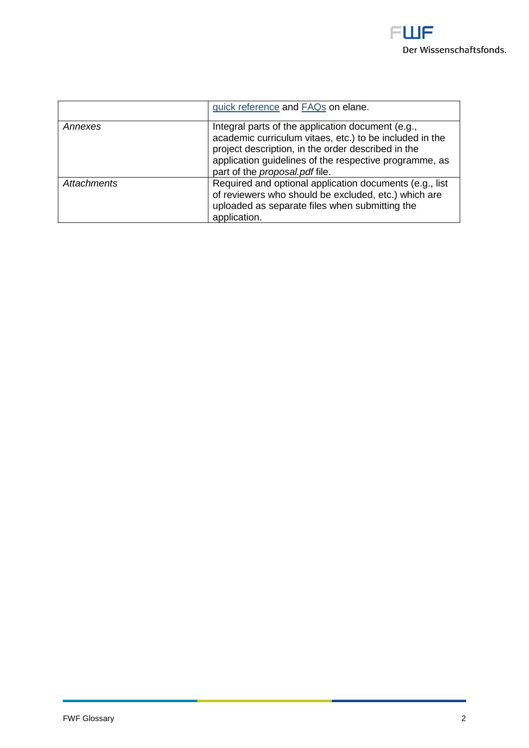| | |
|---|---|
| | quick reference and FAQs on elane. |
| *Annexes* | Integral parts of the application document (e.g., academic curriculum vitaes, etc.) to be included in the project description, in the order described in the application guidelines of the respective programme, as part of the *proposal.pdf* file. |
| *Attachments* | Required and optional application documents (e.g., list of reviewers who should be excluded, etc.) which are uploaded as separate files when submitting the application. |